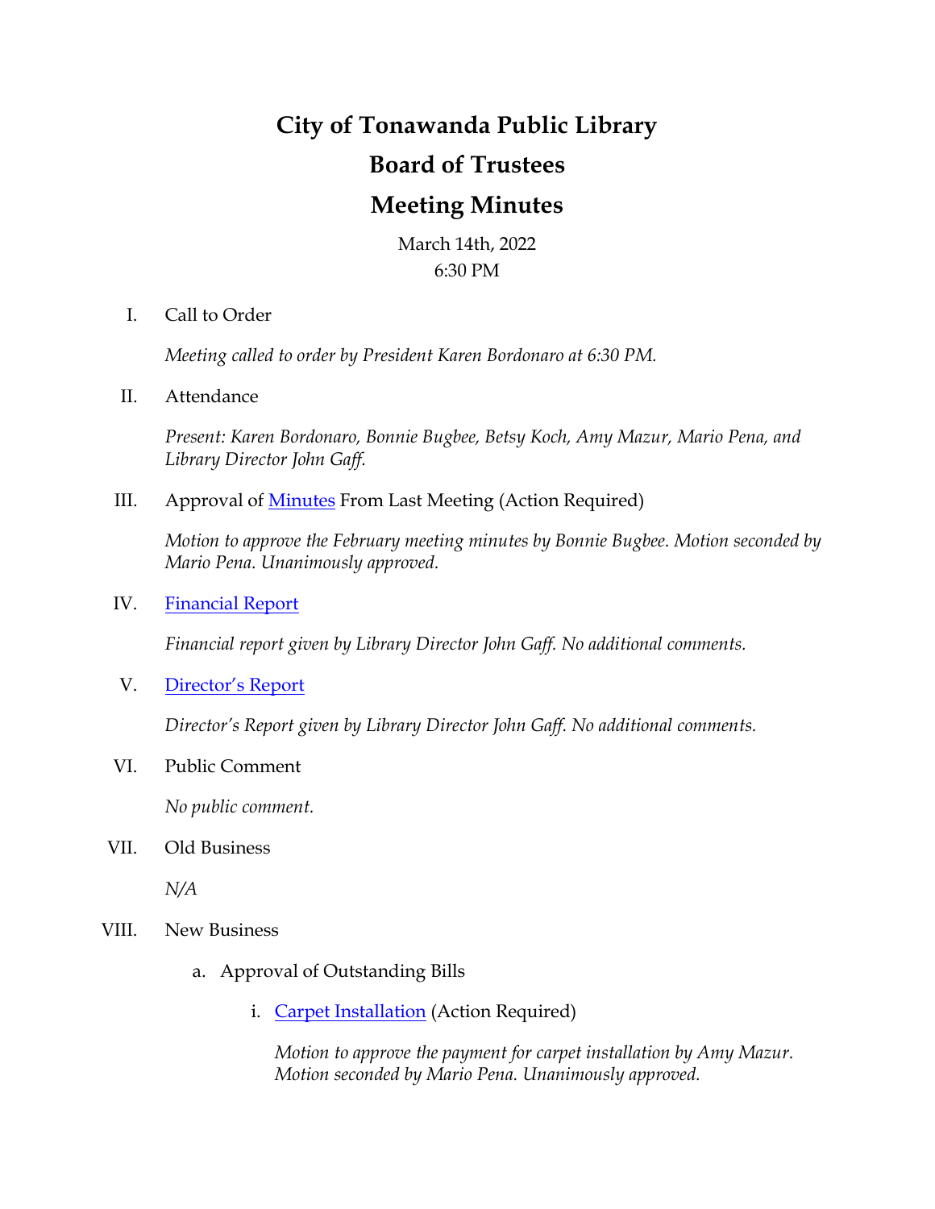# City of Tonawanda Public Library

## Board of Trustees

## Meeting Minutes

March 14th, 2022
6:30 PM

I. Call to Order

*Meeting called to order by President Karen Bordonaro at 6:30 PM.*

II. Attendance

*Present: Karen Bordonaro, Bonnie Bugbee, Betsy Koch, Amy Mazur, Mario Pena, and Library Director John Gaff.*

III. Approval of Minutes From Last Meeting (Action Required)

*Motion to approve the February meeting minutes by Bonnie Bugbee. Motion seconded by Mario Pena. Unanimously approved.*

IV. Financial Report

*Financial report given by Library Director John Gaff. No additional comments.*

V. Director's Report

*Director's Report given by Library Director John Gaff. No additional comments.*

VI. Public Comment

*No public comment.*

VII. Old Business

*N/A*

VIII. New Business

a. Approval of Outstanding Bills

i. Carpet Installation (Action Required)

*Motion to approve the payment for carpet installation by Amy Mazur. Motion seconded by Mario Pena. Unanimously approved.*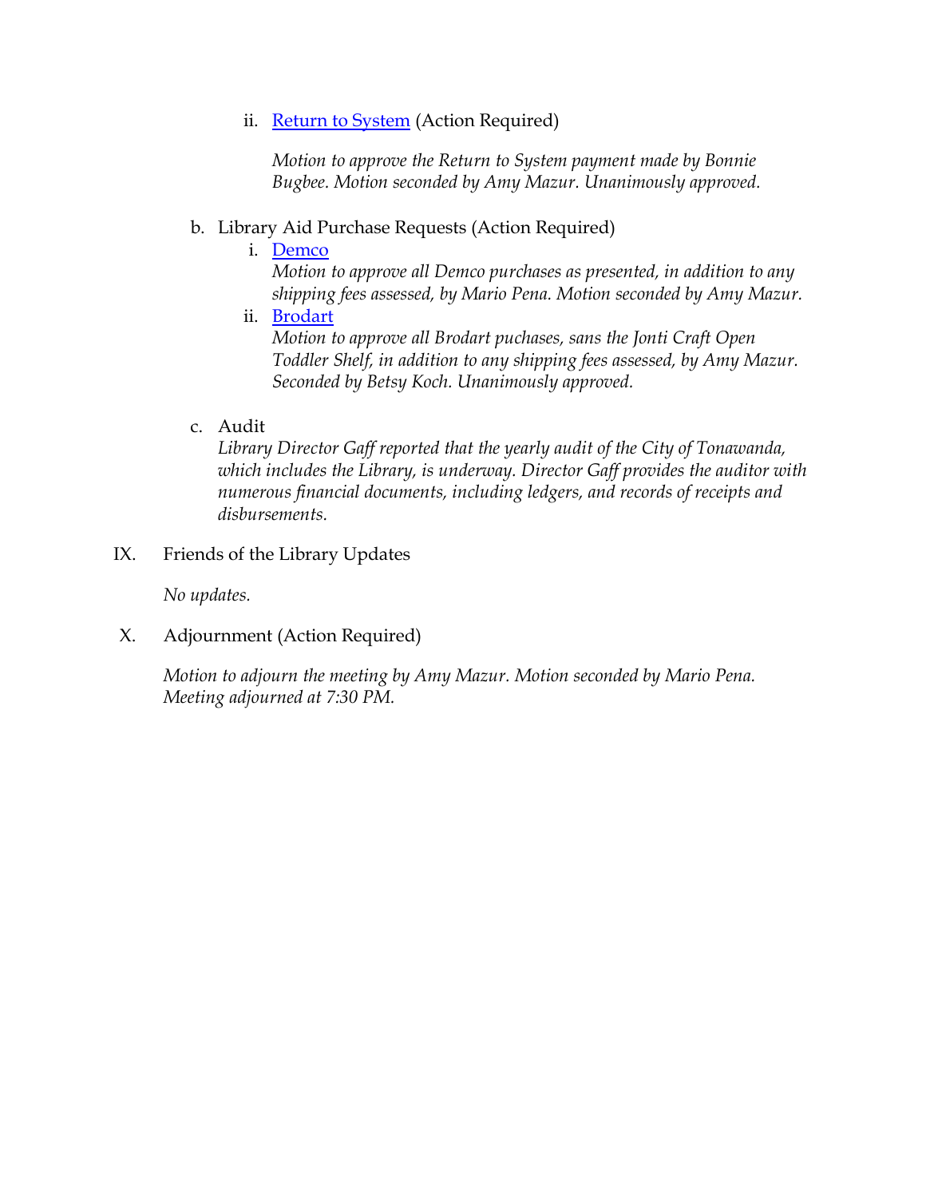ii. [Return to System](#) (Action Required)

*Motion to approve the Return to System payment made by Bonnie Bugbee. Motion seconded by Amy Mazur. Unanimously approved.*

b. Library Aid Purchase Requests (Action Required)

i. [Demco](#)
*Motion to approve all Demco purchases as presented, in addition to any shipping fees assessed, by Mario Pena. Motion seconded by Amy Mazur.*

ii. [Brodart](#)
*Motion to approve all Brodart puchases, sans the Jonti Craft Open Toddler Shelf, in addition to any shipping fees assessed, by Amy Mazur. Seconded by Betsy Koch. Unanimously approved.*

c. Audit
*Library Director Gaff reported that the yearly audit of the City of Tonawanda, which includes the Library, is underway. Director Gaff provides the auditor with numerous financial documents, including ledgers, and records of receipts and disbursements.*

IX. Friends of the Library Updates

*No updates.*

X. Adjournment (Action Required)

*Motion to adjourn the meeting by Amy Mazur. Motion seconded by Mario Pena. Meeting adjourned at 7:30 PM.*